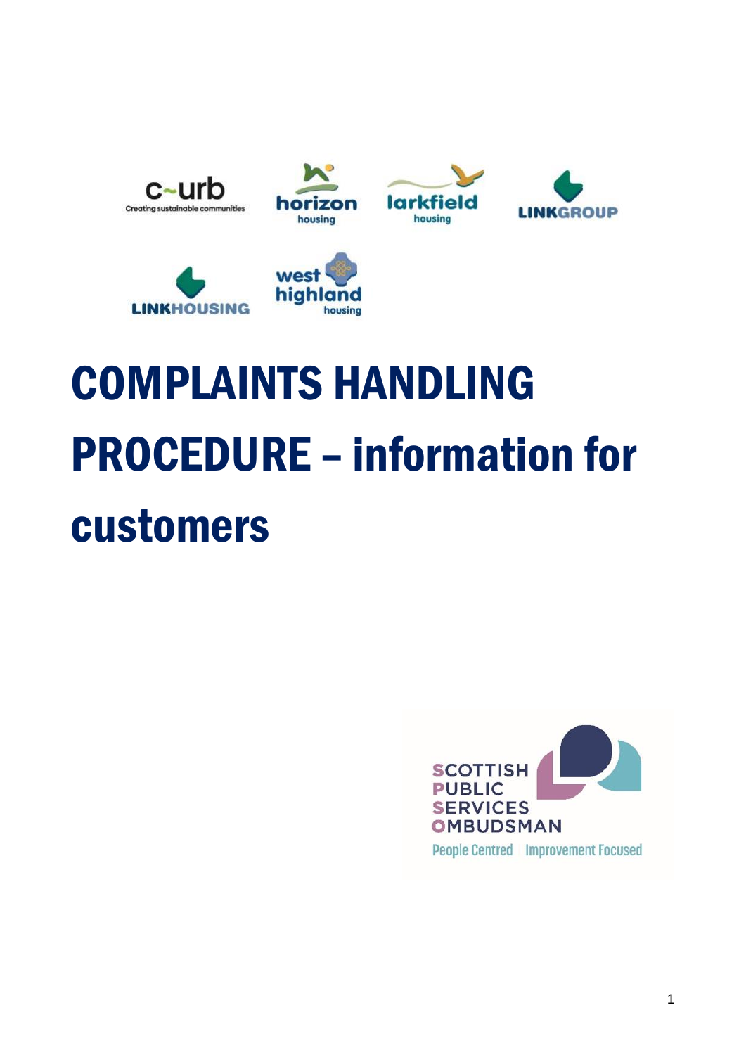# COMPLAINTS HANDLING PROCEDURE – information for customers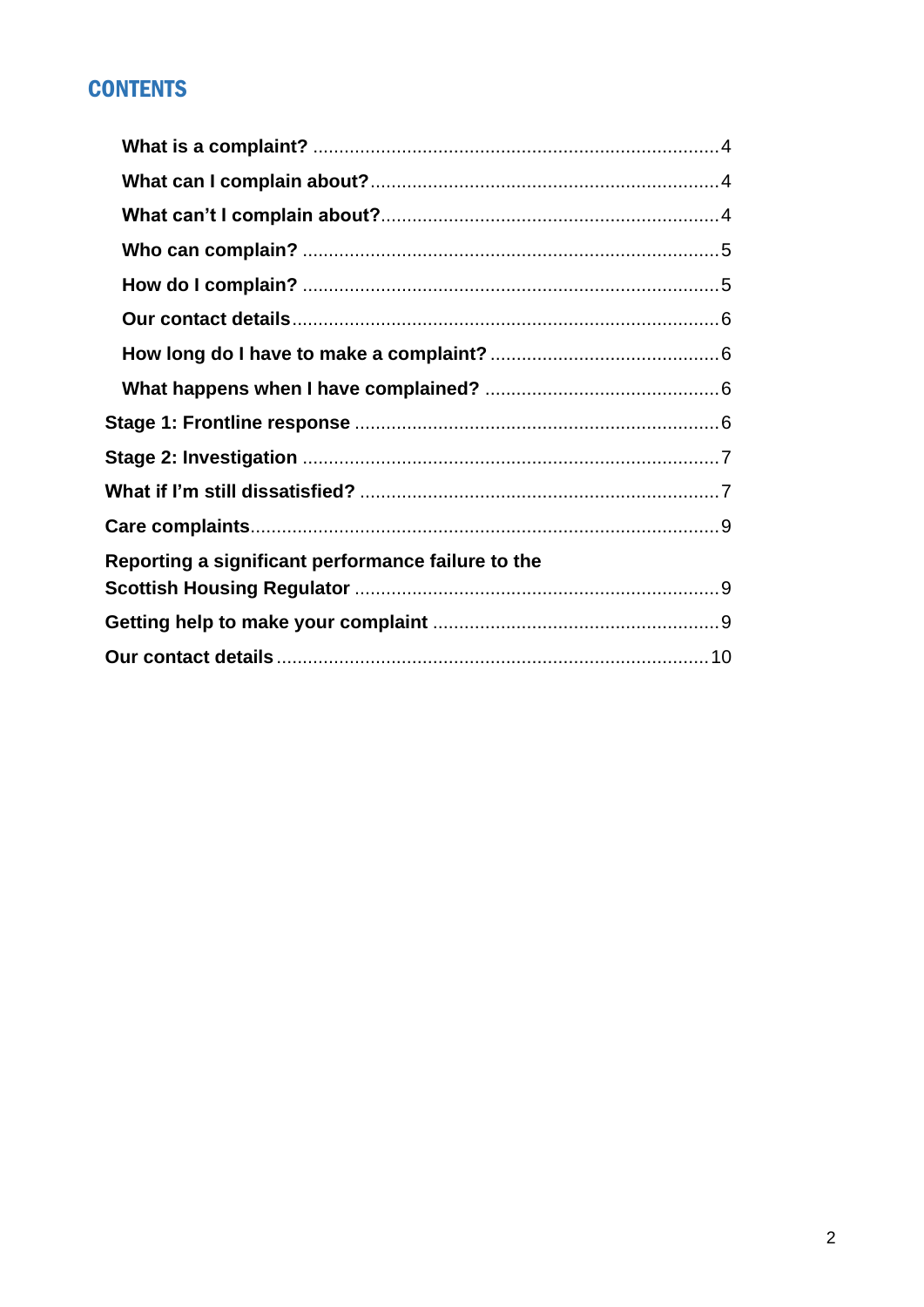## CONTENTS

- **What is a complaint?** ... 4
- **What can I complain about?** ... 4
- **What can't I complain about?** ... 4
- **Who can complain?** ... 5
- **How do I complain?** ... 5
- **Our contact details** ... 6
- **How long do I have to make a complaint?** ... 6
- **What happens when I have complained?** ... 6

**Stage 1: Frontline response** ... 6

**Stage 2: Investigation** ... 7

**What if I'm still dissatisfied?** ... 7

**Care complaints** ... 9

**Reporting a significant performance failure to the Scottish Housing Regulator** ... 9

**Getting help to make your complaint** ... 9

**Our contact details** ... 10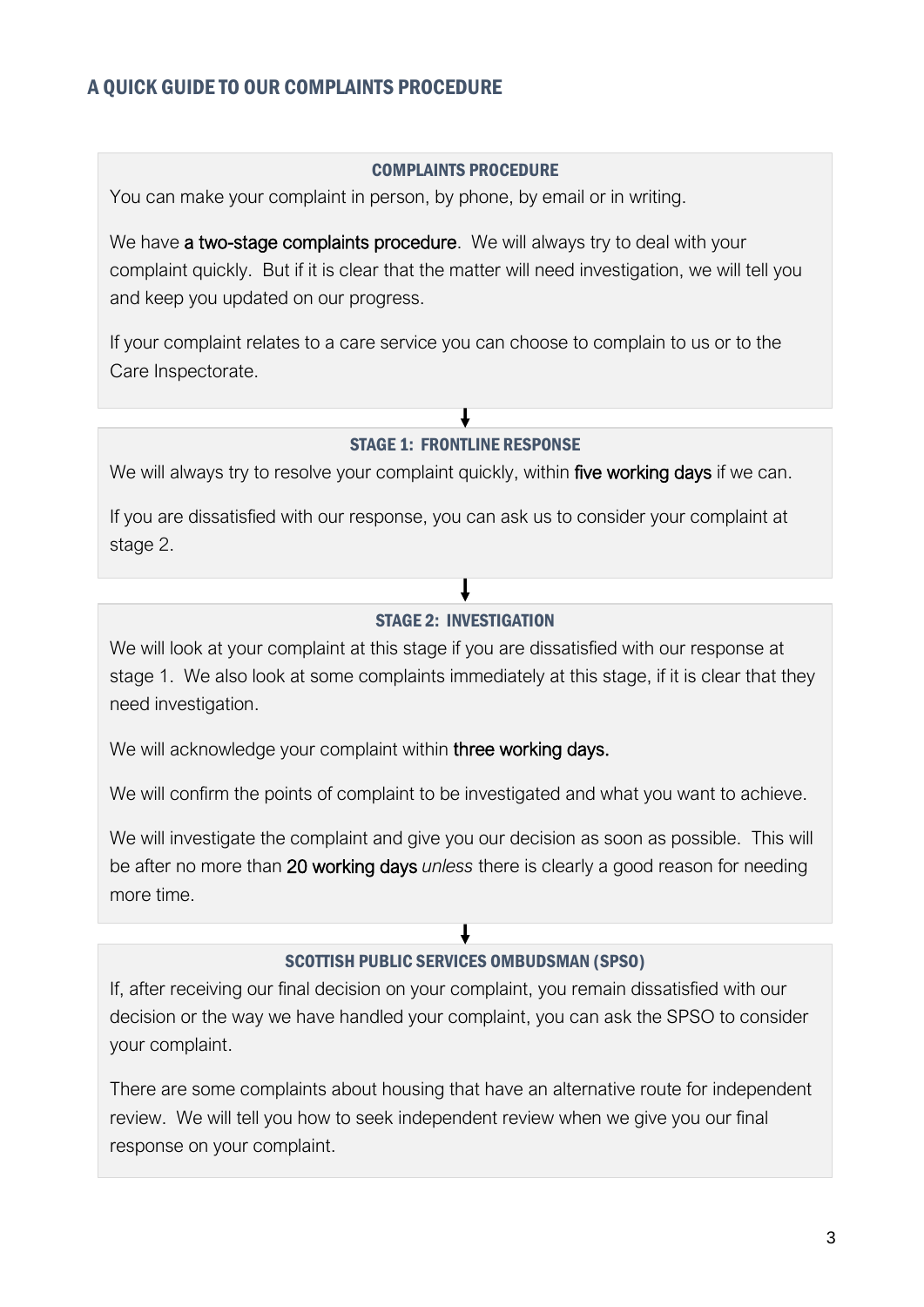## A QUICK GUIDE TO OUR COMPLAINTS PROCEDURE

### COMPLAINTS PROCEDURE

You can make your complaint in person, by phone, by email or in writing.

We have a two-stage complaints procedure. We will always try to deal with your complaint quickly. But if it is clear that the matter will need investigation, we will tell you and keep you updated on our progress.

If your complaint relates to a care service you can choose to complain to us or to the Care Inspectorate.

↓

### STAGE 1: FRONTLINE RESPONSE

We will always try to resolve your complaint quickly, within five working days if we can.

If you are dissatisfied with our response, you can ask us to consider your complaint at stage 2.

↓

### STAGE 2: INVESTIGATION

We will look at your complaint at this stage if you are dissatisfied with our response at stage 1. We also look at some complaints immediately at this stage, if it is clear that they need investigation.

We will acknowledge your complaint within three working days.

We will confirm the points of complaint to be investigated and what you want to achieve.

We will investigate the complaint and give you our decision as soon as possible. This will be after no more than 20 working days *unless* there is clearly a good reason for needing more time.

↓

### SCOTTISH PUBLIC SERVICES OMBUDSMAN (SPSO)

If, after receiving our final decision on your complaint, you remain dissatisfied with our decision or the way we have handled your complaint, you can ask the SPSO to consider your complaint.

There are some complaints about housing that have an alternative route for independent review. We will tell you how to seek independent review when we give you our final response on your complaint.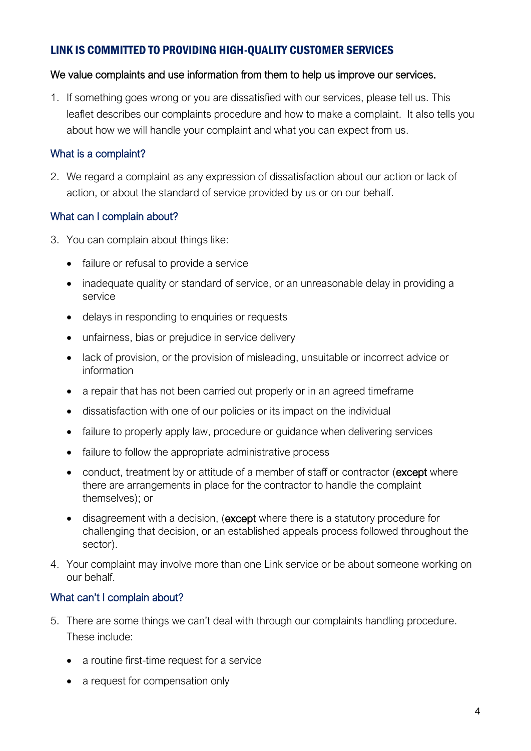## LINK IS COMMITTED TO PROVIDING HIGH-QUALITY CUSTOMER SERVICES

We value complaints and use information from them to help us improve our services.

1. If something goes wrong or you are dissatisfied with our services, please tell us. This leaflet describes our complaints procedure and how to make a complaint. It also tells you about how we will handle your complaint and what you can expect from us.

### What is a complaint?

2. We regard a complaint as any expression of dissatisfaction about our action or lack of action, or about the standard of service provided by us or on our behalf.

### What can I complain about?

3. You can complain about things like:

   - failure or refusal to provide a service
   - inadequate quality or standard of service, or an unreasonable delay in providing a service
   - delays in responding to enquiries or requests
   - unfairness, bias or prejudice in service delivery
   - lack of provision, or the provision of misleading, unsuitable or incorrect advice or information
   - a repair that has not been carried out properly or in an agreed timeframe
   - dissatisfaction with one of our policies or its impact on the individual
   - failure to properly apply law, procedure or guidance when delivering services
   - failure to follow the appropriate administrative process
   - conduct, treatment by or attitude of a member of staff or contractor (**except** where there are arrangements in place for the contractor to handle the complaint themselves); or
   - disagreement with a decision, (**except** where there is a statutory procedure for challenging that decision, or an established appeals process followed throughout the sector).

4. Your complaint may involve more than one Link service or be about someone working on our behalf.

### What can't I complain about?

5. There are some things we can't deal with through our complaints handling procedure. These include:

   - a routine first-time request for a service
   - a request for compensation only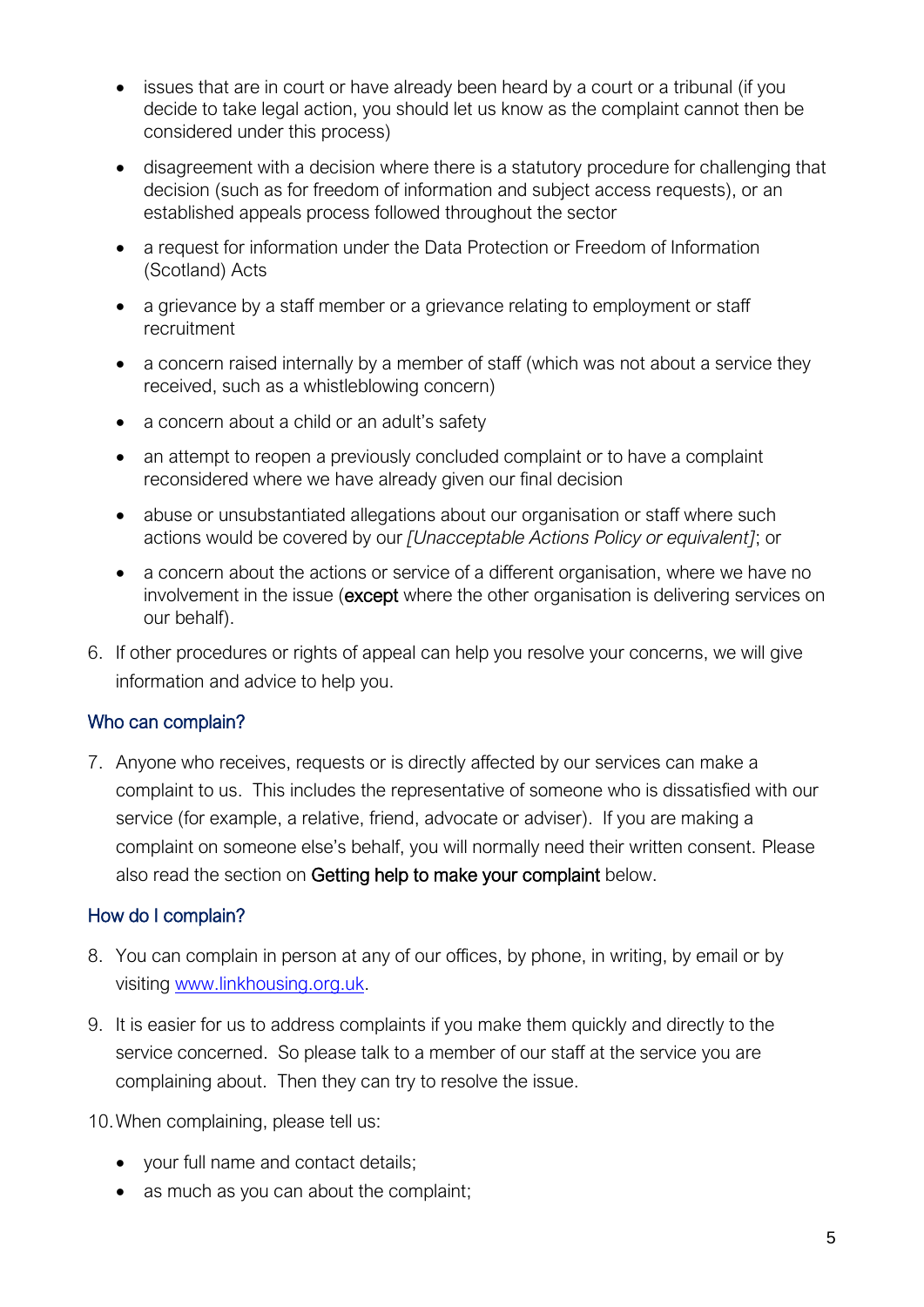- issues that are in court or have already been heard by a court or a tribunal (if you decide to take legal action, you should let us know as the complaint cannot then be considered under this process)
- disagreement with a decision where there is a statutory procedure for challenging that decision (such as for freedom of information and subject access requests), or an established appeals process followed throughout the sector
- a request for information under the Data Protection or Freedom of Information (Scotland) Acts
- a grievance by a staff member or a grievance relating to employment or staff recruitment
- a concern raised internally by a member of staff (which was not about a service they received, such as a whistleblowing concern)
- a concern about a child or an adult's safety
- an attempt to reopen a previously concluded complaint or to have a complaint reconsidered where we have already given our final decision
- abuse or unsubstantiated allegations about our organisation or staff where such actions would be covered by our *[Unacceptable Actions Policy or equivalent]*; or
- a concern about the actions or service of a different organisation, where we have no involvement in the issue (**except** where the other organisation is delivering services on our behalf).

6. If other procedures or rights of appeal can help you resolve your concerns, we will give information and advice to help you.

## Who can complain?

7. Anyone who receives, requests or is directly affected by our services can make a complaint to us. This includes the representative of someone who is dissatisfied with our service (for example, a relative, friend, advocate or adviser). If you are making a complaint on someone else's behalf, you will normally need their written consent. Please also read the section on **Getting help to make your complaint** below.

## How do I complain?

8. You can complain in person at any of our offices, by phone, in writing, by email or by visiting [www.linkhousing.org.uk](http://www.linkhousing.org.uk).

9. It is easier for us to address complaints if you make them quickly and directly to the service concerned. So please talk to a member of our staff at the service you are complaining about. Then they can try to resolve the issue.

10. When complaining, please tell us:
    - your full name and contact details;
    - as much as you can about the complaint;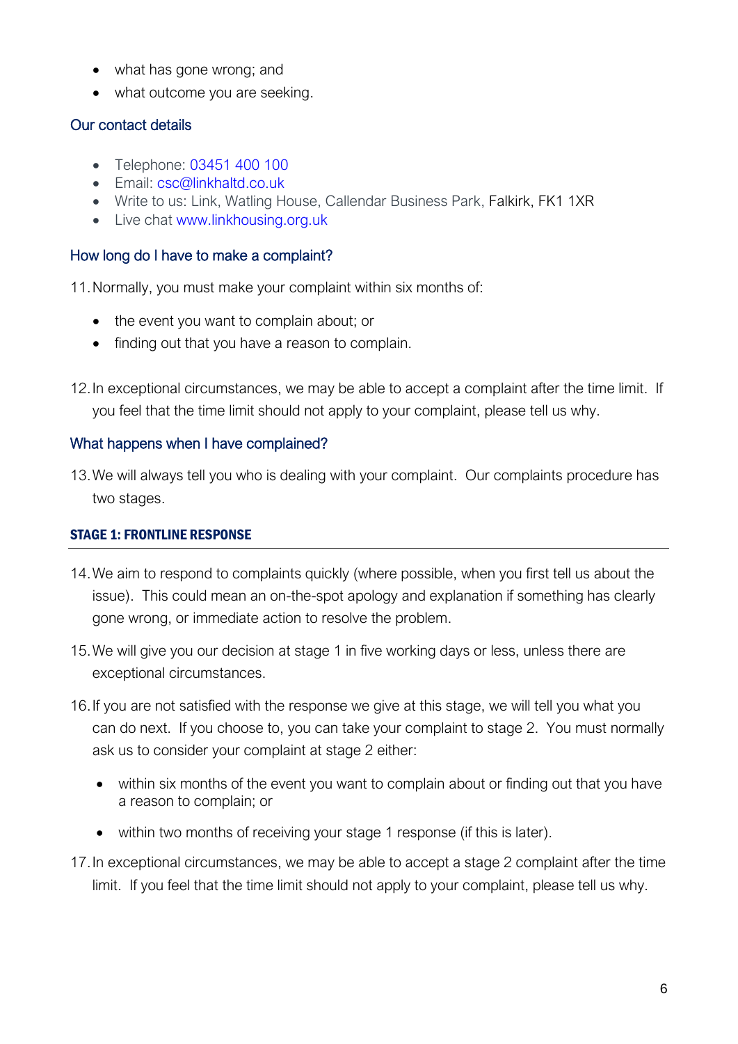- what has gone wrong; and
- what outcome you are seeking.

## Our contact details

- Telephone: 03451 400 100
- Email: csc@linkhaltd.co.uk
- Write to us: Link, Watling House, Callendar Business Park, Falkirk, FK1 1XR
- Live chat www.linkhousing.org.uk

## How long do I have to make a complaint?

11. Normally, you must make your complaint within six months of:

    - the event you want to complain about; or
    - finding out that you have a reason to complain.

12. In exceptional circumstances, we may be able to accept a complaint after the time limit. If you feel that the time limit should not apply to your complaint, please tell us why.

## What happens when I have complained?

13. We will always tell you who is dealing with your complaint. Our complaints procedure has two stages.

### STAGE 1: FRONTLINE RESPONSE

14. We aim to respond to complaints quickly (where possible, when you first tell us about the issue). This could mean an on-the-spot apology and explanation if something has clearly gone wrong, or immediate action to resolve the problem.

15. We will give you our decision at stage 1 in five working days or less, unless there are exceptional circumstances.

16. If you are not satisfied with the response we give at this stage, we will tell you what you can do next. If you choose to, you can take your complaint to stage 2. You must normally ask us to consider your complaint at stage 2 either:

    - within six months of the event you want to complain about or finding out that you have a reason to complain; or
    - within two months of receiving your stage 1 response (if this is later).

17. In exceptional circumstances, we may be able to accept a stage 2 complaint after the time limit. If you feel that the time limit should not apply to your complaint, please tell us why.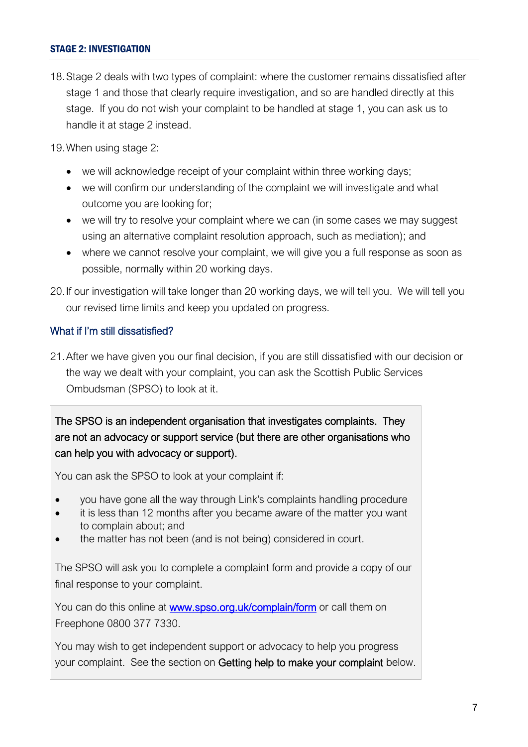## STAGE 2: INVESTIGATION

18. Stage 2 deals with two types of complaint: where the customer remains dissatisfied after stage 1 and those that clearly require investigation, and so are handled directly at this stage. If you do not wish your complaint to be handled at stage 1, you can ask us to handle it at stage 2 instead.

19. When using stage 2:

    - we will acknowledge receipt of your complaint within three working days;
    - we will confirm our understanding of the complaint we will investigate and what outcome you are looking for;
    - we will try to resolve your complaint where we can (in some cases we may suggest using an alternative complaint resolution approach, such as mediation); and
    - where we cannot resolve your complaint, we will give you a full response as soon as possible, normally within 20 working days.

20. If our investigation will take longer than 20 working days, we will tell you. We will tell you our revised time limits and keep you updated on progress.

### What if I'm still dissatisfied?

21. After we have given you our final decision, if you are still dissatisfied with our decision or the way we dealt with your complaint, you can ask the Scottish Public Services Ombudsman (SPSO) to look at it.

The SPSO is an independent organisation that investigates complaints. They are not an advocacy or support service (but there are other organisations who can help you with advocacy or support).

You can ask the SPSO to look at your complaint if:

- you have gone all the way through Link's complaints handling procedure
- it is less than 12 months after you became aware of the matter you want to complain about; and
- the matter has not been (and is not being) considered in court.

The SPSO will ask you to complete a complaint form and provide a copy of our final response to your complaint.

You can do this online at [www.spso.org.uk/complain/form](http://www.spso.org.uk/complain/form) or call them on Freephone 0800 377 7330.

You may wish to get independent support or advocacy to help you progress your complaint. See the section on Getting help to make your complaint below.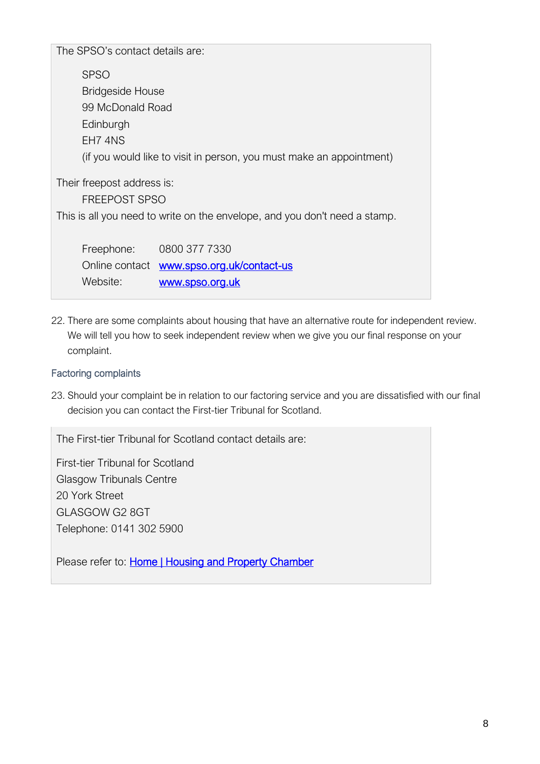The SPSO's contact details are:

SPSO
Bridgeside House
99 McDonald Road
Edinburgh
EH7 4NS
(if you would like to visit in person, you must make an appointment)

Their freepost address is:

FREEPOST SPSO

This is all you need to write on the envelope, and you don't need a stamp.

| | |
|---|---|
| Freephone: | 0800 377 7330 |
| Online contact | [www.spso.org.uk/contact-us](www.spso.org.uk/contact-us) |
| Website: | [www.spso.org.uk](www.spso.org.uk) |

22. There are some complaints about housing that have an alternative route for independent review. We will tell you how to seek independent review when we give you our final response on your complaint.

### Factoring complaints

23. Should your complaint be in relation to our factoring service and you are dissatisfied with our final decision you can contact the First-tier Tribunal for Scotland.

The First-tier Tribunal for Scotland contact details are:

First-tier Tribunal for Scotland
Glasgow Tribunals Centre
20 York Street
GLASGOW G2 8GT
Telephone: 0141 302 5900

Please refer to: Home | Housing and Property Chamber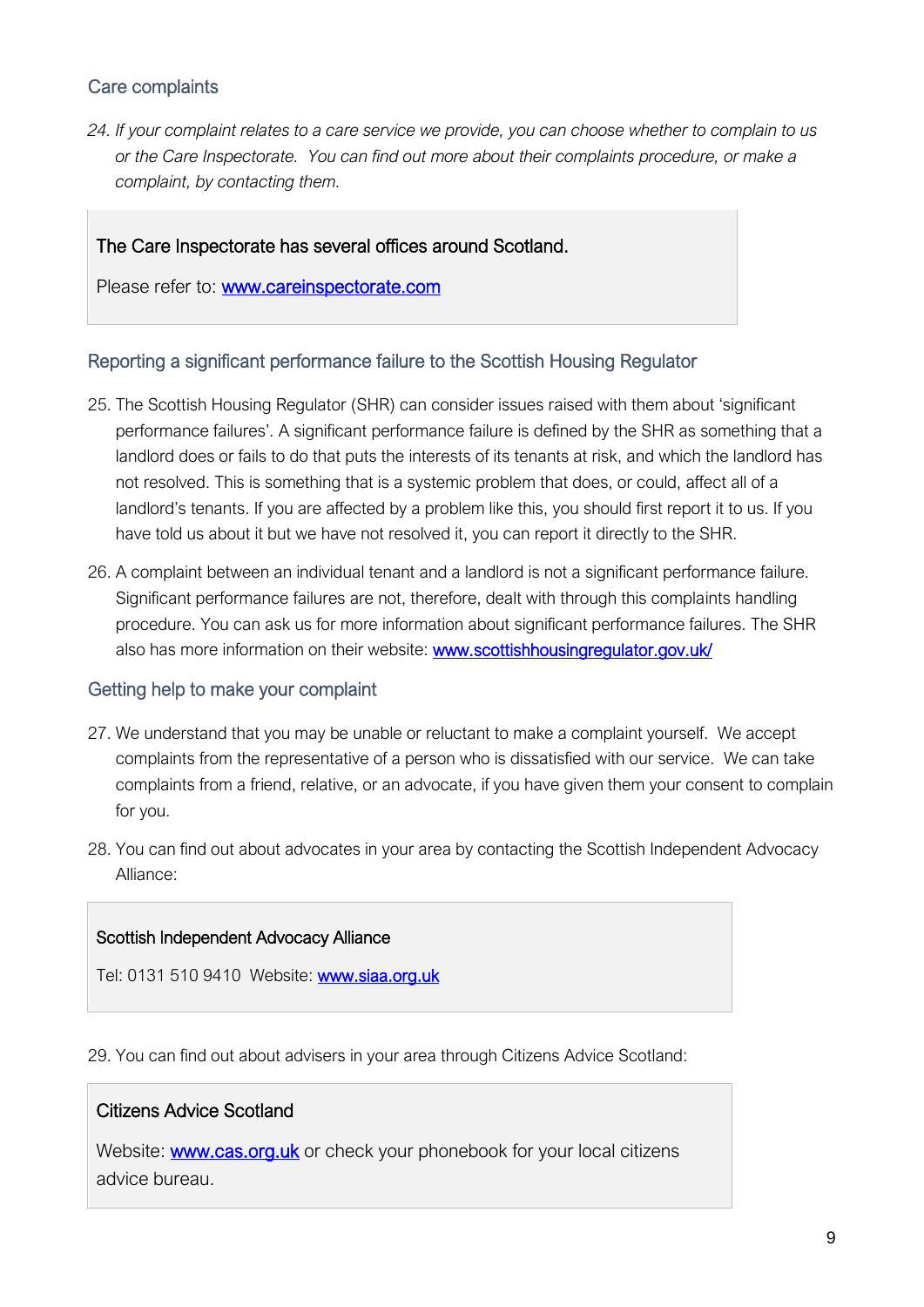## Care complaints

*24. If your complaint relates to a care service we provide, you can choose whether to complain to us or the Care Inspectorate. You can find out more about their complaints procedure, or make a complaint, by contacting them.*

> The Care Inspectorate has several offices around Scotland.
>
> Please refer to: [www.careinspectorate.com](http://www.careinspectorate.com)

## Reporting a significant performance failure to the Scottish Housing Regulator

25. The Scottish Housing Regulator (SHR) can consider issues raised with them about 'significant performance failures'. A significant performance failure is defined by the SHR as something that a landlord does or fails to do that puts the interests of its tenants at risk, and which the landlord has not resolved. This is something that is a systemic problem that does, or could, affect all of a landlord's tenants. If you are affected by a problem like this, you should first report it to us. If you have told us about it but we have not resolved it, you can report it directly to the SHR.

26. A complaint between an individual tenant and a landlord is not a significant performance failure. Significant performance failures are not, therefore, dealt with through this complaints handling procedure. You can ask us for more information about significant performance failures. The SHR also has more information on their website: [www.scottishhousingregulator.gov.uk/](http://www.scottishhousingregulator.gov.uk/)

## Getting help to make your complaint

27. We understand that you may be unable or reluctant to make a complaint yourself. We accept complaints from the representative of a person who is dissatisfied with our service. We can take complaints from a friend, relative, or an advocate, if you have given them your consent to complain for you.

28. You can find out about advocates in your area by contacting the Scottish Independent Advocacy Alliance:

> Scottish Independent Advocacy Alliance
>
> Tel: 0131 510 9410 Website: [www.siaa.org.uk](http://www.siaa.org.uk)

29. You can find out about advisers in your area through Citizens Advice Scotland:

> Citizens Advice Scotland
>
> Website: [www.cas.org.uk](http://www.cas.org.uk) or check your phonebook for your local citizens advice bureau.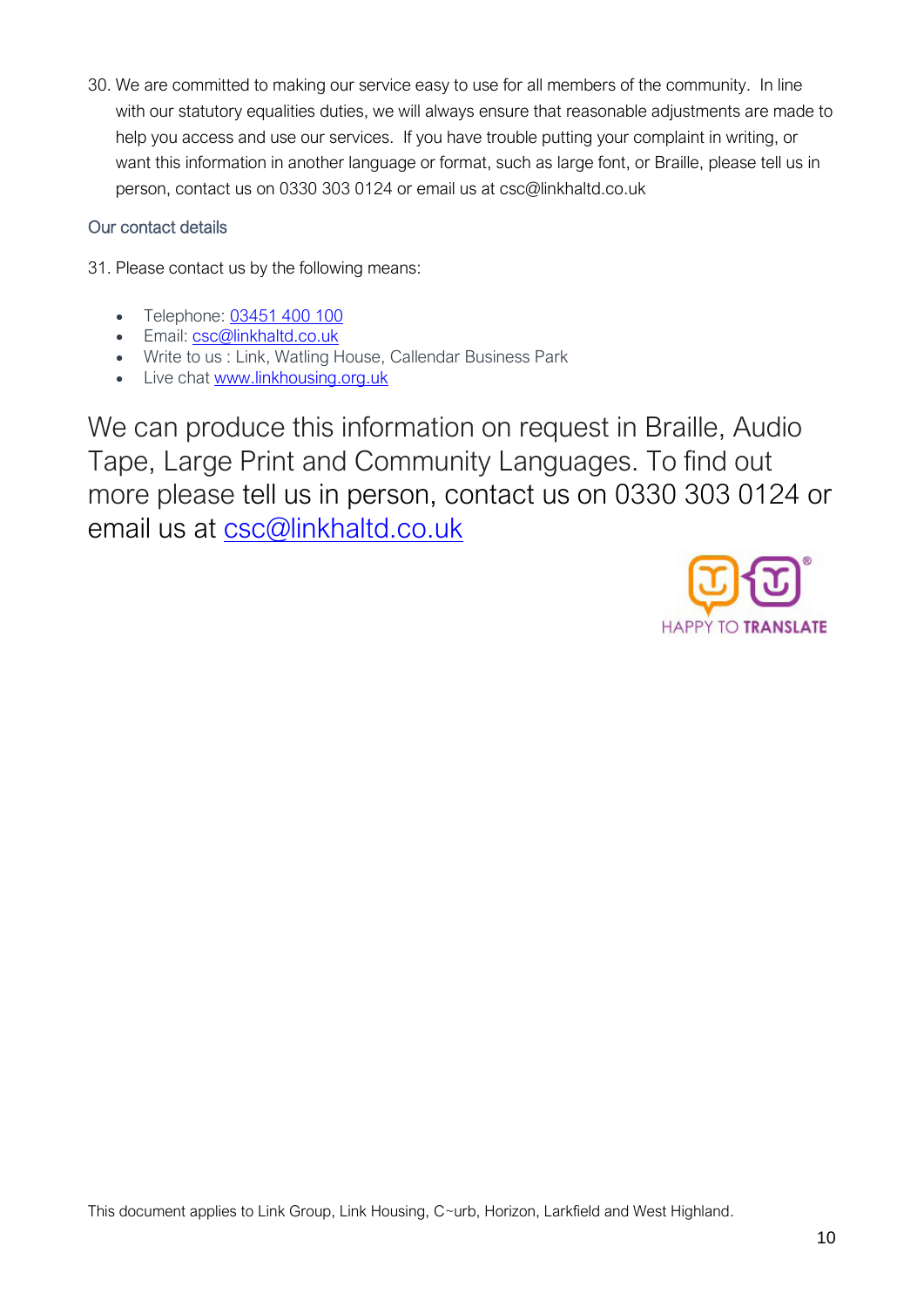30. We are committed to making our service easy to use for all members of the community. In line with our statutory equalities duties, we will always ensure that reasonable adjustments are made to help you access and use our services. If you have trouble putting your complaint in writing, or want this information in another language or format, such as large font, or Braille, please tell us in person, contact us on 0330 303 0124 or email us at csc@linkhaltd.co.uk

### Our contact details

31. Please contact us by the following means:

- Telephone: 03451 400 100
- Email: csc@linkhaltd.co.uk
- Write to us : Link, Watling House, Callendar Business Park
- Live chat www.linkhousing.org.uk

We can produce this information on request in Braille, Audio Tape, Large Print and Community Languages. To find out more please tell us in person, contact us on 0330 303 0124 or email us at csc@linkhaltd.co.uk

HAPPY TO TRANSLATE

This document applies to Link Group, Link Housing, C~urb, Horizon, Larkfield and West Highland.